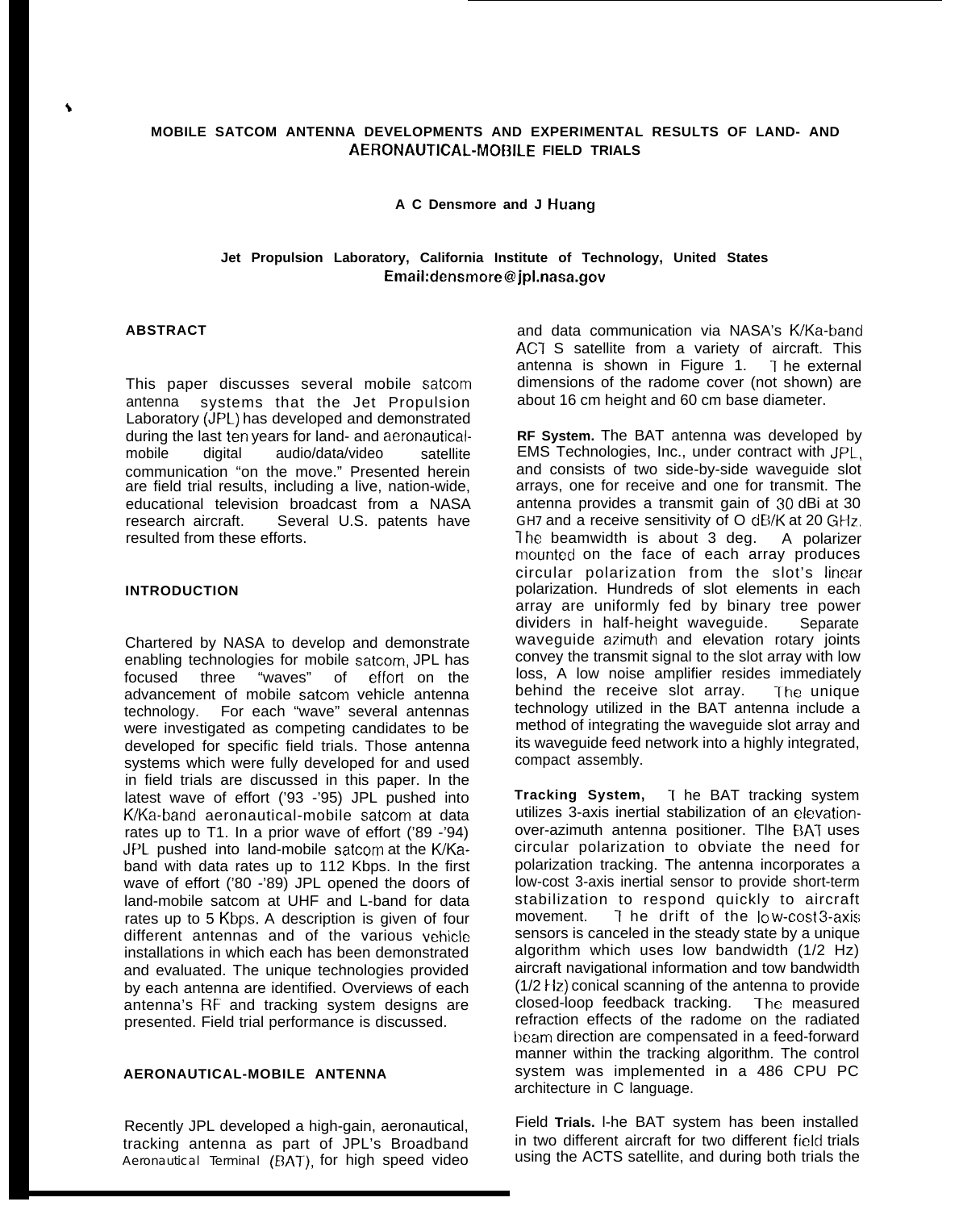# MOBILE SATCOM ANTENNA DEVELOPMENTS AND EXPERIMENTAL RESULTS OF LAND- AND AERONAUTICAL-MOBILE FIELD TRIALS

**A C Densmore and J Huang**

**Jet Propulsion Laboratory, California Institute of Technology, United States**
**Email:densmore@jpl.nasa.gov**

## ABSTRACT

This paper discusses several mobile satcom antenna systems that the Jet Propulsion Laboratory (JPL) has developed and demonstrated during the last ten years for land- and aeronautical-mobile digital audio/data/video satellite communication "on the move." Presented herein are field trial results, including a live, nation-wide, educational television broadcast from a NASA research aircraft. Several U.S. patents have resulted from these efforts.

## INTRODUCTION

Chartered by NASA to develop and demonstrate enabling technologies for mobile satcom, JPL has focused three "waves" of effort on the advancement of mobile satcom vehicle antenna technology. For each "wave" several antennas were investigated as competing candidates to be developed for specific field trials. Those antenna systems which were fully developed for and used in field trials are discussed in this paper. In the latest wave of effort ('93 -'95) JPL pushed into K/Ka-band aeronautical-mobile satcom at data rates up to T1. In a prior wave of effort ('89 -'94) JPL pushed into land-mobile satcom at the K/Ka-band with data rates up to 112 Kbps. In the first wave of effort ('80 -'89) JPL opened the doors of land-mobile satcom at UHF and L-band for data rates up to 5 Kbps. A description is given of four different antennas and of the various vehicle installations in which each has been demonstrated and evaluated. The unique technologies provided by each antenna are identified. Overviews of each antenna's RF and tracking system designs are presented. Field trial performance is discussed.

## AERONAUTICAL-MOBILE ANTENNA

Recently JPL developed a high-gain, aeronautical, tracking antenna as part of JPL's Broadband Aeronautical Terminal (BAT), for high speed video and data communication via NASA's K/Ka-band ACTS satellite from a variety of aircraft. This antenna is shown in Figure 1. The external dimensions of the radome cover (not shown) are about 16 cm height and 60 cm base diameter.

**RF System.** The BAT antenna was developed by EMS Technologies, Inc., under contract with JPL, and consists of two side-by-side waveguide slot arrays, one for receive and one for transmit. The antenna provides a transmit gain of 30 dBi at 30 GHz and a receive sensitivity of 0 dB/K at 20 GHz. The beamwidth is about 3 deg. A polarizer mounted on the face of each array produces circular polarization from the slot's linear polarization. Hundreds of slot elements in each array are uniformly fed by binary tree power dividers in half-height waveguide. Separate waveguide azimuth and elevation rotary joints convey the transmit signal to the slot array with low loss, A low noise amplifier resides immediately behind the receive slot array. The unique technology utilized in the BAT antenna include a method of integrating the waveguide slot array and its waveguide feed network into a highly integrated, compact assembly.

**Tracking System,** The BAT tracking system utilizes 3-axis inertial stabilization of an elevation-over-azimuth antenna positioner. The BAT uses circular polarization to obviate the need for polarization tracking. The antenna incorporates a low-cost 3-axis inertial sensor to provide short-term stabilization to respond quickly to aircraft movement. The drift of the low-cost 3-axis sensors is canceled in the steady state by a unique algorithm which uses low bandwidth (1/2 Hz) aircraft navigational information and tow bandwidth (1/2 Hz) conical scanning of the antenna to provide closed-loop feedback tracking. The measured refraction effects of the radome on the radiated beam direction are compensated in a feed-forward manner within the tracking algorithm. The control system was implemented in a 486 CPU PC architecture in C language.

Field **Trials.** The BAT system has been installed in two different aircraft for two different field trials using the ACTS satellite, and during both trials the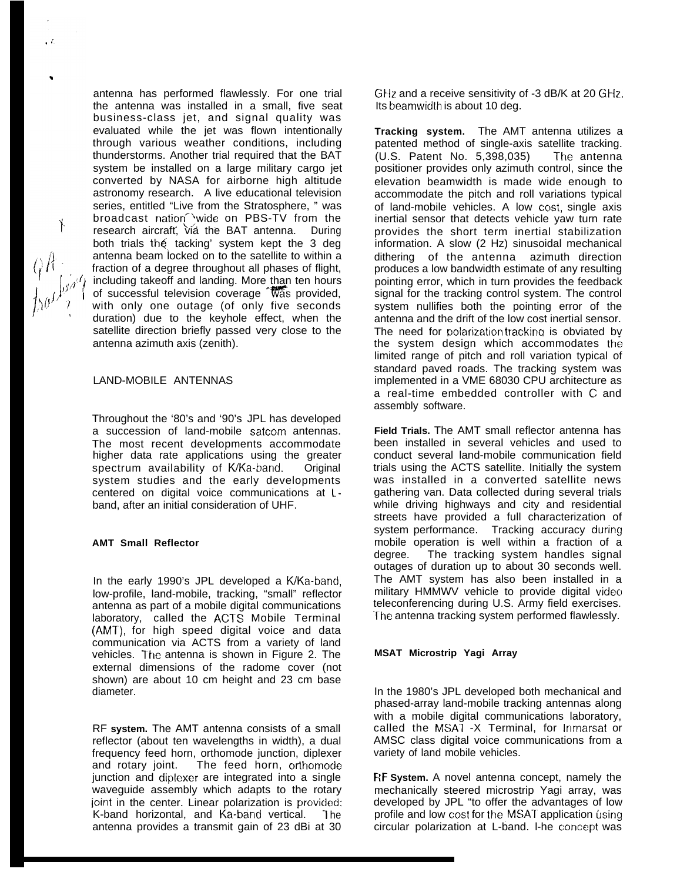antenna has performed flawlessly. For one trial the antenna was installed in a small, five seat business-class jet, and signal quality was evaluated while the jet was flown intentionally through various weather conditions, including thunderstorms. Another trial required that the BAT system be installed on a large military cargo jet converted by NASA for airborne high altitude astronomy research. A live educational television series, entitled "Live from the Stratosphere, " was broadcast nationwide on PBS-TV from the research aircraft, via the BAT antenna. During both trials the tacking' system kept the 3 deg antenna beam locked on to the satellite to within a fraction of a degree throughout all phases of flight, including takeoff and landing. More than ten hours of successful television coverage was provided, with only one outage (of only five seconds duration) due to the keyhole effect, when the satellite direction briefly passed very close to the antenna azimuth axis (zenith).

## LAND-MOBILE ANTENNAS

Throughout the '80's and '90's JPL has developed a succession of land-mobile satcom antennas. The most recent developments accommodate higher data rate applications using the greater spectrum availability of K/Ka-band. Original system studies and the early developments centered on digital voice communications at L-band, after an initial consideration of UHF.

### AMT Small Reflector

In the early 1990's JPL developed a K/Ka-band, low-profile, land-mobile, tracking, "small" reflector antenna as part of a mobile digital communications laboratory, called the ACTS Mobile Terminal (AMT), for high speed digital voice and data communication via ACTS from a variety of land vehicles. The antenna is shown in Figure 2. The external dimensions of the radome cover (not shown) are about 10 cm height and 23 cm base diameter.

**RF system.** The AMT antenna consists of a small reflector (about ten wavelengths in width), a dual frequency feed horn, orthomode junction, diplexer and rotary joint. The feed horn, orthomode junction and diplexer are integrated into a single waveguide assembly which adapts to the rotary joint in the center. Linear polarization is provided: K-band horizontal, and Ka-band vertical. The antenna provides a transmit gain of 23 dBi at 30 GHz and a receive sensitivity of -3 dB/K at 20 GHz. Its beamwidth is about 10 deg.

**Tracking system.** The AMT antenna utilizes a patented method of single-axis satellite tracking. (U.S. Patent No. 5,398,035) The antenna positioner provides only azimuth control, since the elevation beamwidth is made wide enough to accommodate the pitch and roll variations typical of land-mobile vehicles. A low cost, single axis inertial sensor that detects vehicle yaw turn rate provides the short term inertial stabilization information. A slow (2 Hz) sinusoidal mechanical dithering of the antenna azimuth direction produces a low bandwidth estimate of any resulting pointing error, which in turn provides the feedback signal for the tracking control system. The control system nullifies both the pointing error of the antenna and the drift of the low cost inertial sensor. The need for polarization tracking is obviated by the system design which accommodates the limited range of pitch and roll variation typical of standard paved roads. The tracking system was implemented in a VME 68030 CPU architecture as a real-time embedded controller with C and assembly software.

**Field Trials.** The AMT small reflector antenna has been installed in several vehicles and used to conduct several land-mobile communication field trials using the ACTS satellite. Initially the system was installed in a converted satellite news gathering van. Data collected during several trials while driving highways and city and residential streets have provided a full characterization of system performance. Tracking accuracy during mobile operation is well within a fraction of a degree. The tracking system handles signal outages of duration up to about 30 seconds well. The AMT system has also been installed in a military HMMWV vehicle to provide digital video teleconferencing during U.S. Army field exercises. The antenna tracking system performed flawlessly.

### MSAT Microstrip Yagi Array

In the 1980's JPL developed both mechanical and phased-array land-mobile tracking antennas along with a mobile digital communications laboratory, called the MSAT -X Terminal, for Inmarsat or AMSC class digital voice communications from a variety of land mobile vehicles.

**RF System.** A novel antenna concept, namely the mechanically steered microstrip Yagi array, was developed by JPL "to offer the advantages of low profile and low cost for the MSAT application using circular polarization at L-band. The concept was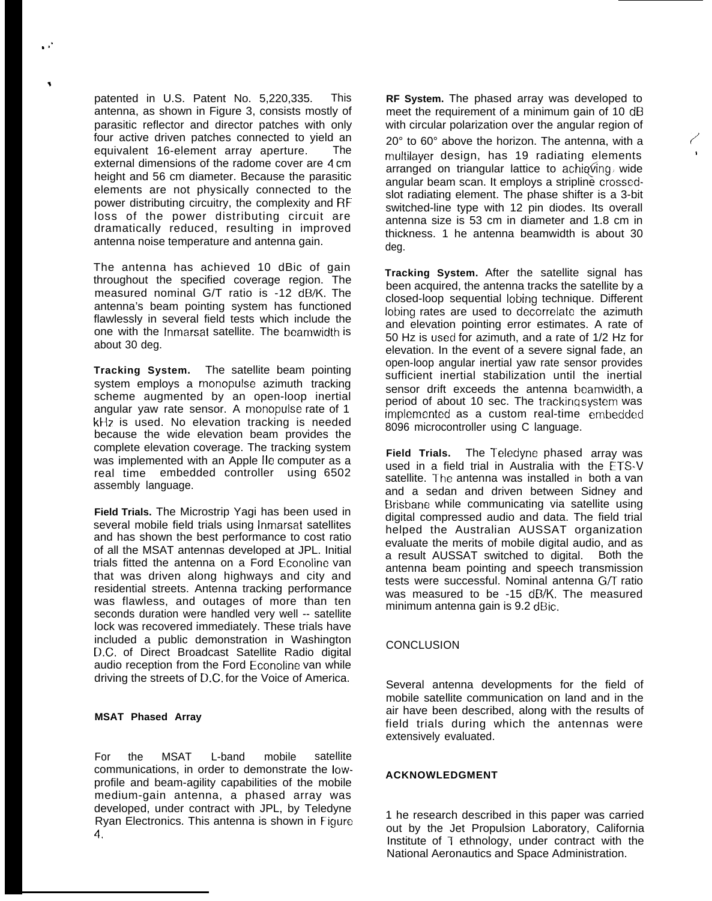patented in U.S. Patent No. 5,220,335. This antenna, as shown in Figure 3, consists mostly of parasitic reflector and director patches with only four active driven patches connected to yield an equivalent 16-element array aperture. The external dimensions of the radome cover are 4 cm height and 56 cm diameter. Because the parasitic elements are not physically connected to the power distributing circuitry, the complexity and RF loss of the power distributing circuit are dramatically reduced, resulting in improved antenna noise temperature and antenna gain.

The antenna has achieved 10 dBic of gain throughout the specified coverage region. The measured nominal G/T ratio is -12 dB/K. The antenna's beam pointing system has functioned flawlessly in several field tests which include the one with the Inmarsat satellite. The beamwidth is about 30 deg.

**Tracking System.** The satellite beam pointing system employs a monopulse azimuth tracking scheme augmented by an open-loop inertial angular yaw rate sensor. A monopulse rate of 1 kHz is used. No elevation tracking is needed because the wide elevation beam provides the complete elevation coverage. The tracking system was implemented with an Apple IIe computer as a real time embedded controller using 6502 assembly language.

**Field Trials.** The Microstrip Yagi has been used in several mobile field trials using Inmarsat satellites and has shown the best performance to cost ratio of all the MSAT antennas developed at JPL. Initial trials fitted the antenna on a Ford Econoline van that was driven along highways and city and residential streets. Antenna tracking performance was flawless, and outages of more than ten seconds duration were handled very well -- satellite lock was recovered immediately. These trials have included a public demonstration in Washington D.C. of Direct Broadcast Satellite Radio digital audio reception from the Ford Econoline van while driving the streets of D.C. for the Voice of America.

### MSAT Phased Array

For the MSAT L-band mobile satellite communications, in order to demonstrate the low-profile and beam-agility capabilities of the mobile medium-gain antenna, a phased array was developed, under contract with JPL, by Teledyne Ryan Electronics. This antenna is shown in Figure 4.

**RF System.** The phased array was developed to meet the requirement of a minimum gain of 10 dB with circular polarization over the angular region of 20° to 60° above the horizon. The antenna, with a multilayer design, has 19 radiating elements arranged on triangular lattice to achieving wide angular beam scan. It employs a stripline crossed-slot radiating element. The phase shifter is a 3-bit switched-line type with 12 pin diodes. Its overall antenna size is 53 cm in diameter and 1.8 cm in thickness. The antenna beamwidth is about 30 deg.

**Tracking System.** After the satellite signal has been acquired, the antenna tracks the satellite by a closed-loop sequential lobing technique. Different lobing rates are used to decorrelate the azimuth and elevation pointing error estimates. A rate of 50 Hz is used for azimuth, and a rate of 1/2 Hz for elevation. In the event of a severe signal fade, an open-loop angular inertial yaw rate sensor provides sufficient inertial stabilization until the inertial sensor drift exceeds the antenna beamwidth, a period of about 10 sec. The tracking system was implemented as a custom real-time embedded 8096 microcontroller using C language.

**Field Trials.** The Teledyne phased array was used in a field trial in Australia with the ETS-V satellite. The antenna was installed in both a van and a sedan and driven between Sidney and Brisbane while communicating via satellite using digital compressed audio and data. The field trial helped the Australian AUSSAT organization evaluate the merits of mobile digital audio, and as a result AUSSAT switched to digital. Both the antenna beam pointing and speech transmission tests were successful. Nominal antenna G/T ratio was measured to be -15 dB/K. The measured minimum antenna gain is 9.2 dBic.

## CONCLUSION

Several antenna developments for the field of mobile satellite communication on land and in the air have been described, along with the results of field trials during which the antennas were extensively evaluated.

## ACKNOWLEDGMENT

The research described in this paper was carried out by the Jet Propulsion Laboratory, California Institute of Technology, under contract with the National Aeronautics and Space Administration.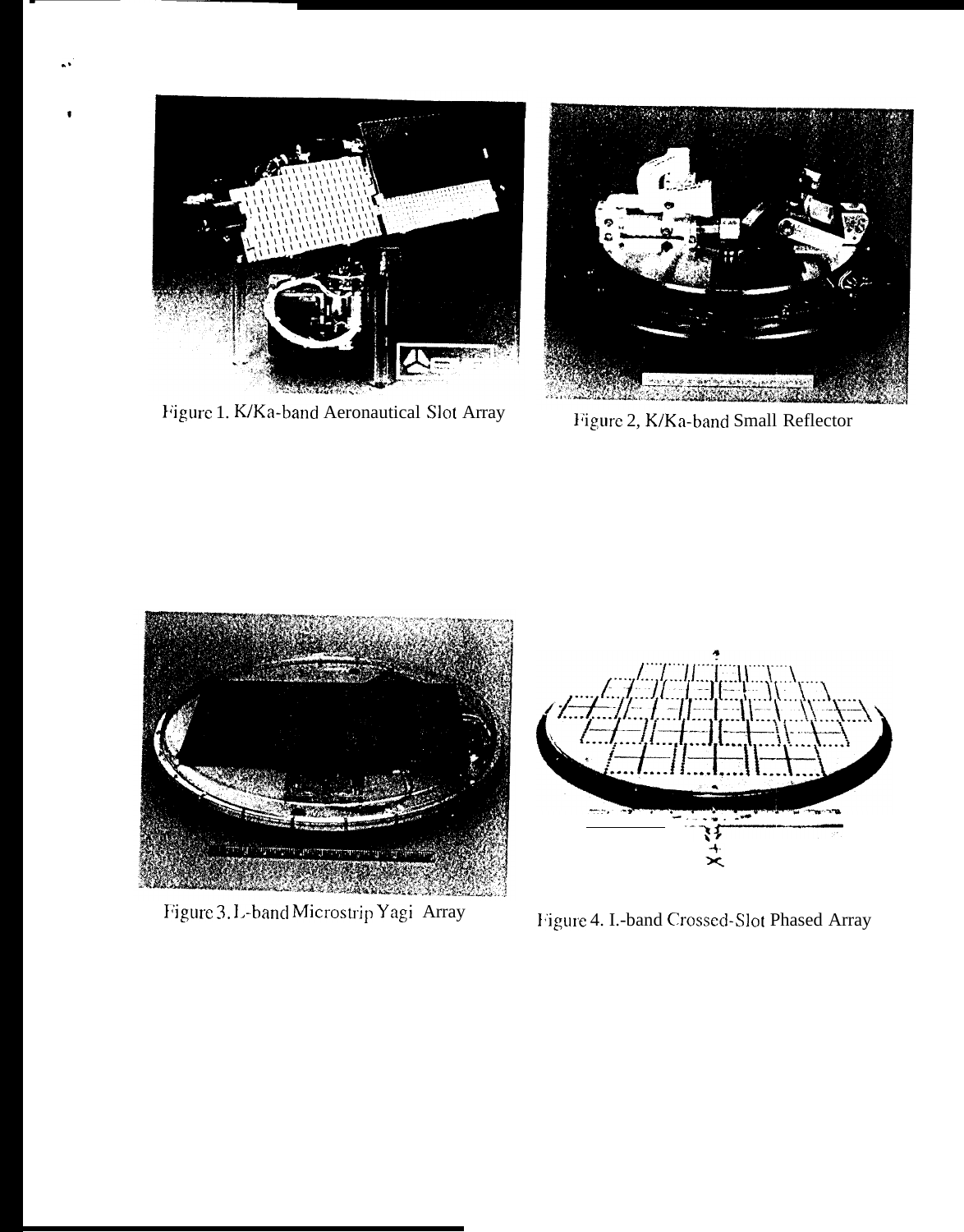Figure 1. K/Ka-band Aeronautical Slot Array

Figure 2, K/Ka-band Small Reflector

Figure 3. L-band Microstrip Yagi Array

Figure 4. L-band Crossed-Slot Phased Array